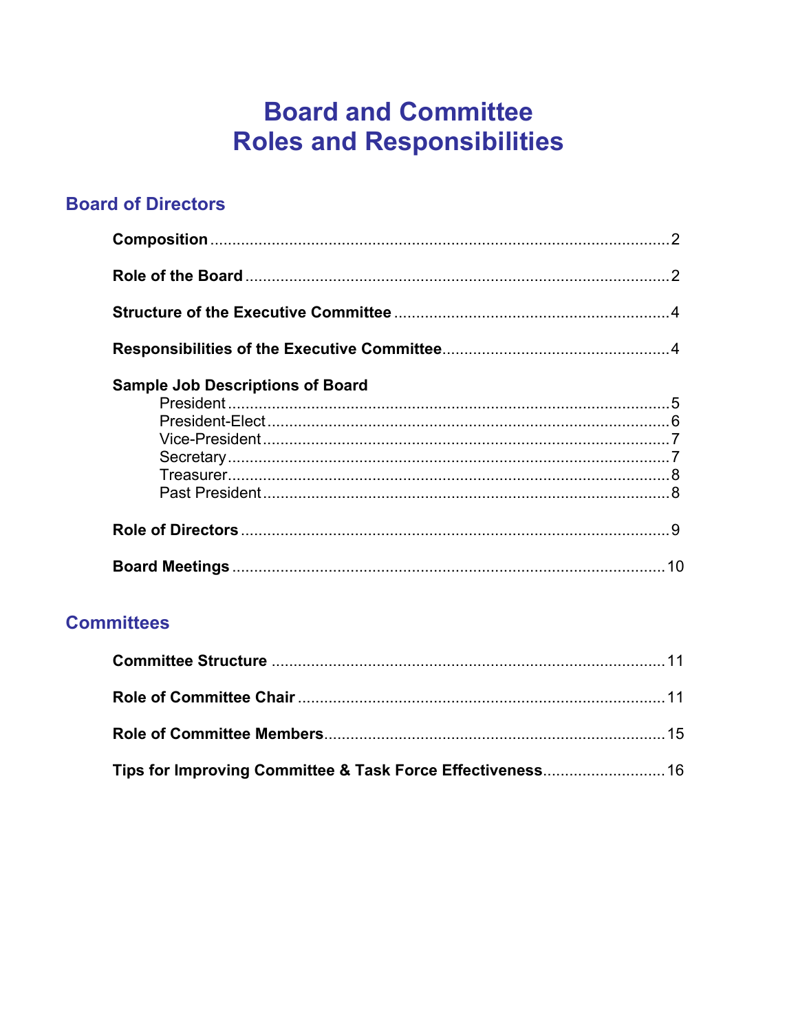# Board and Committee Roles and Responsibilities

## Board of Directors

**Composition** .......... 2

**Role of the Board** .......... 2

**Structure of the Executive Committee** .......... 4

**Responsibilities of the Executive Committee** .......... 4

**Sample Job Descriptions of Board**

- President .......... 5
- President-Elect .......... 6
- Vice-President .......... 7
- Secretary .......... 7
- Treasurer .......... 8
- Past President .......... 8

**Role of Directors** .......... 9

**Board Meetings** .......... 10

## Committees

**Committee Structure** .......... 11

**Role of Committee Chair** .......... 11

**Role of Committee Members** .......... 15

**Tips for Improving Committee & Task Force Effectiveness** .......... 16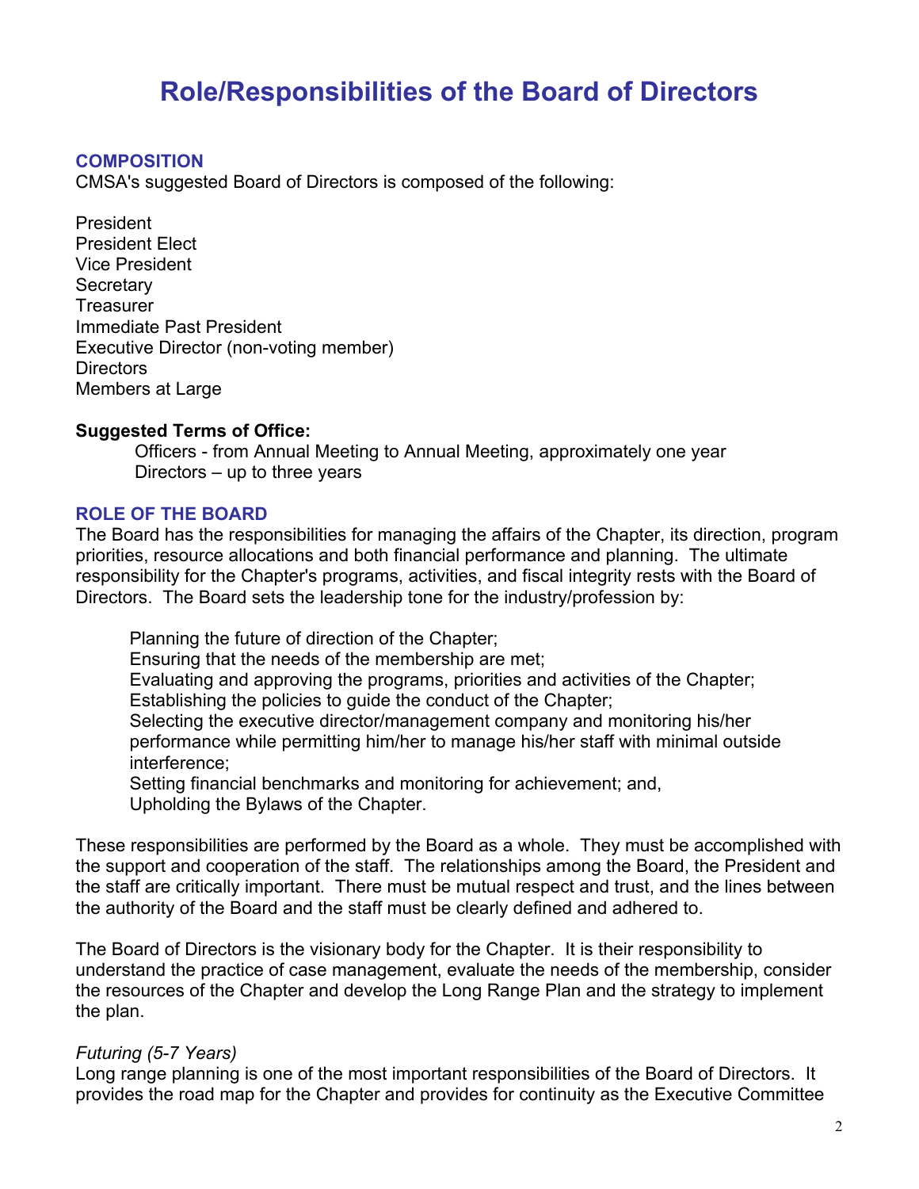# Role/Responsibilities of the Board of Directors

## COMPOSITION

CMSA's suggested Board of Directors is composed of the following:

President
President Elect
Vice President
Secretary
Treasurer
Immediate Past President
Executive Director (non-voting member)
Directors
Members at Large

**Suggested Terms of Office:**

Officers - from Annual Meeting to Annual Meeting, approximately one year
Directors – up to three years

## ROLE OF THE BOARD

The Board has the responsibilities for managing the affairs of the Chapter, its direction, program priorities, resource allocations and both financial performance and planning. The ultimate responsibility for the Chapter's programs, activities, and fiscal integrity rests with the Board of Directors. The Board sets the leadership tone for the industry/profession by:

Planning the future of direction of the Chapter;
Ensuring that the needs of the membership are met;
Evaluating and approving the programs, priorities and activities of the Chapter;
Establishing the policies to guide the conduct of the Chapter;
Selecting the executive director/management company and monitoring his/her performance while permitting him/her to manage his/her staff with minimal outside interference;
Setting financial benchmarks and monitoring for achievement; and,
Upholding the Bylaws of the Chapter.

These responsibilities are performed by the Board as a whole. They must be accomplished with the support and cooperation of the staff. The relationships among the Board, the President and the staff are critically important. There must be mutual respect and trust, and the lines between the authority of the Board and the staff must be clearly defined and adhered to.

The Board of Directors is the visionary body for the Chapter. It is their responsibility to understand the practice of case management, evaluate the needs of the membership, consider the resources of the Chapter and develop the Long Range Plan and the strategy to implement the plan.

*Futuring (5-7 Years)*

Long range planning is one of the most important responsibilities of the Board of Directors. It provides the road map for the Chapter and provides for continuity as the Executive Committee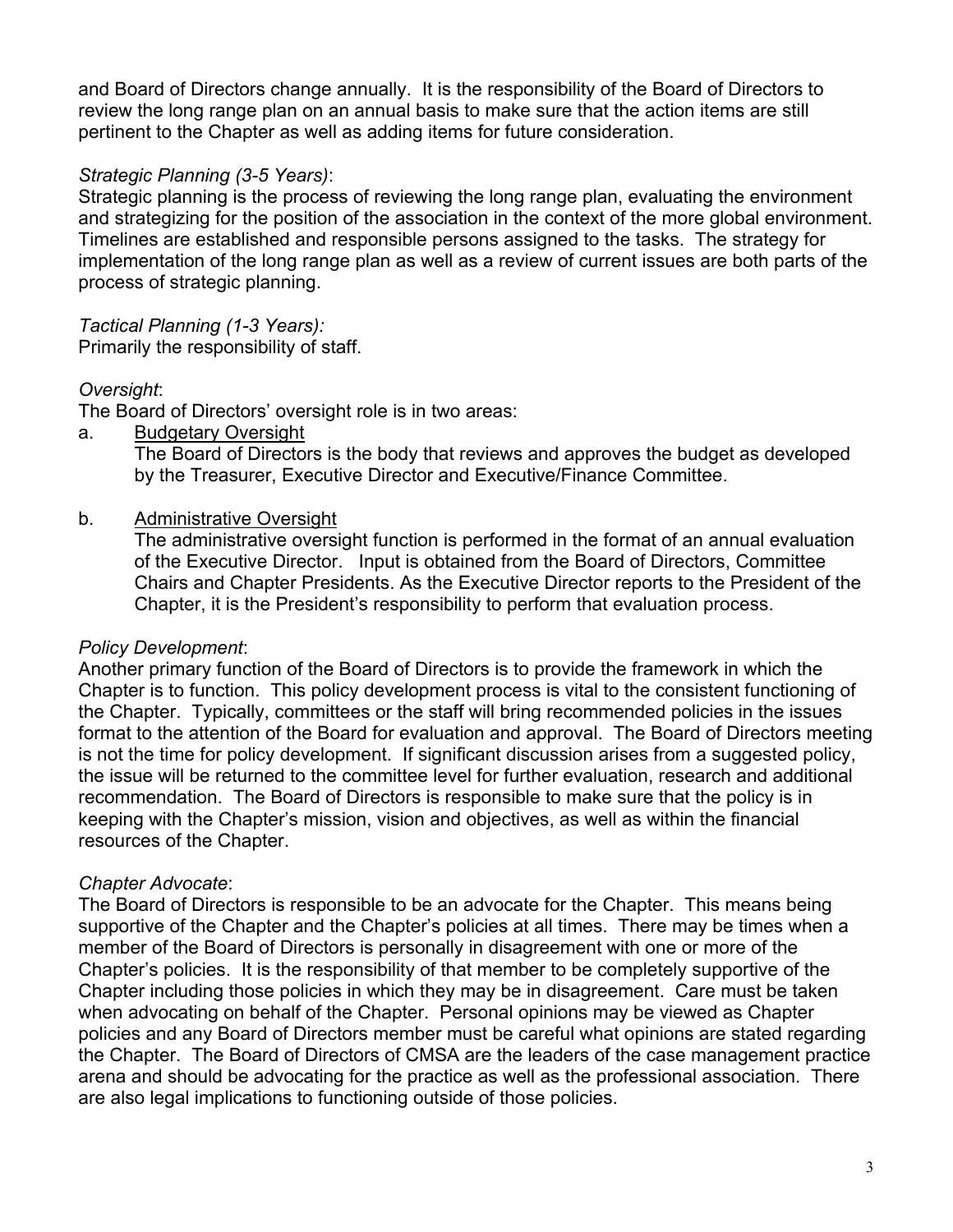and Board of Directors change annually. It is the responsibility of the Board of Directors to review the long range plan on an annual basis to make sure that the action items are still pertinent to the Chapter as well as adding items for future consideration.

*Strategic Planning (3-5 Years)*:
Strategic planning is the process of reviewing the long range plan, evaluating the environment and strategizing for the position of the association in the context of the more global environment. Timelines are established and responsible persons assigned to the tasks. The strategy for implementation of the long range plan as well as a review of current issues are both parts of the process of strategic planning.

*Tactical Planning (1-3 Years):*
Primarily the responsibility of staff.

*Oversight*:
The Board of Directors' oversight role is in two areas:

a. <u>Budgetary Oversight</u>
   The Board of Directors is the body that reviews and approves the budget as developed by the Treasurer, Executive Director and Executive/Finance Committee.

b. <u>Administrative Oversight</u>
   The administrative oversight function is performed in the format of an annual evaluation of the Executive Director. Input is obtained from the Board of Directors, Committee Chairs and Chapter Presidents. As the Executive Director reports to the President of the Chapter, it is the President's responsibility to perform that evaluation process.

*Policy Development*:
Another primary function of the Board of Directors is to provide the framework in which the Chapter is to function. This policy development process is vital to the consistent functioning of the Chapter. Typically, committees or the staff will bring recommended policies in the issues format to the attention of the Board for evaluation and approval. The Board of Directors meeting is not the time for policy development. If significant discussion arises from a suggested policy, the issue will be returned to the committee level for further evaluation, research and additional recommendation. The Board of Directors is responsible to make sure that the policy is in keeping with the Chapter's mission, vision and objectives, as well as within the financial resources of the Chapter.

*Chapter Advocate*:
The Board of Directors is responsible to be an advocate for the Chapter. This means being supportive of the Chapter and the Chapter's policies at all times. There may be times when a member of the Board of Directors is personally in disagreement with one or more of the Chapter's policies. It is the responsibility of that member to be completely supportive of the Chapter including those policies in which they may be in disagreement. Care must be taken when advocating on behalf of the Chapter. Personal opinions may be viewed as Chapter policies and any Board of Directors member must be careful what opinions are stated regarding the Chapter. The Board of Directors of CMSA are the leaders of the case management practice arena and should be advocating for the practice as well as the professional association. There are also legal implications to functioning outside of those policies.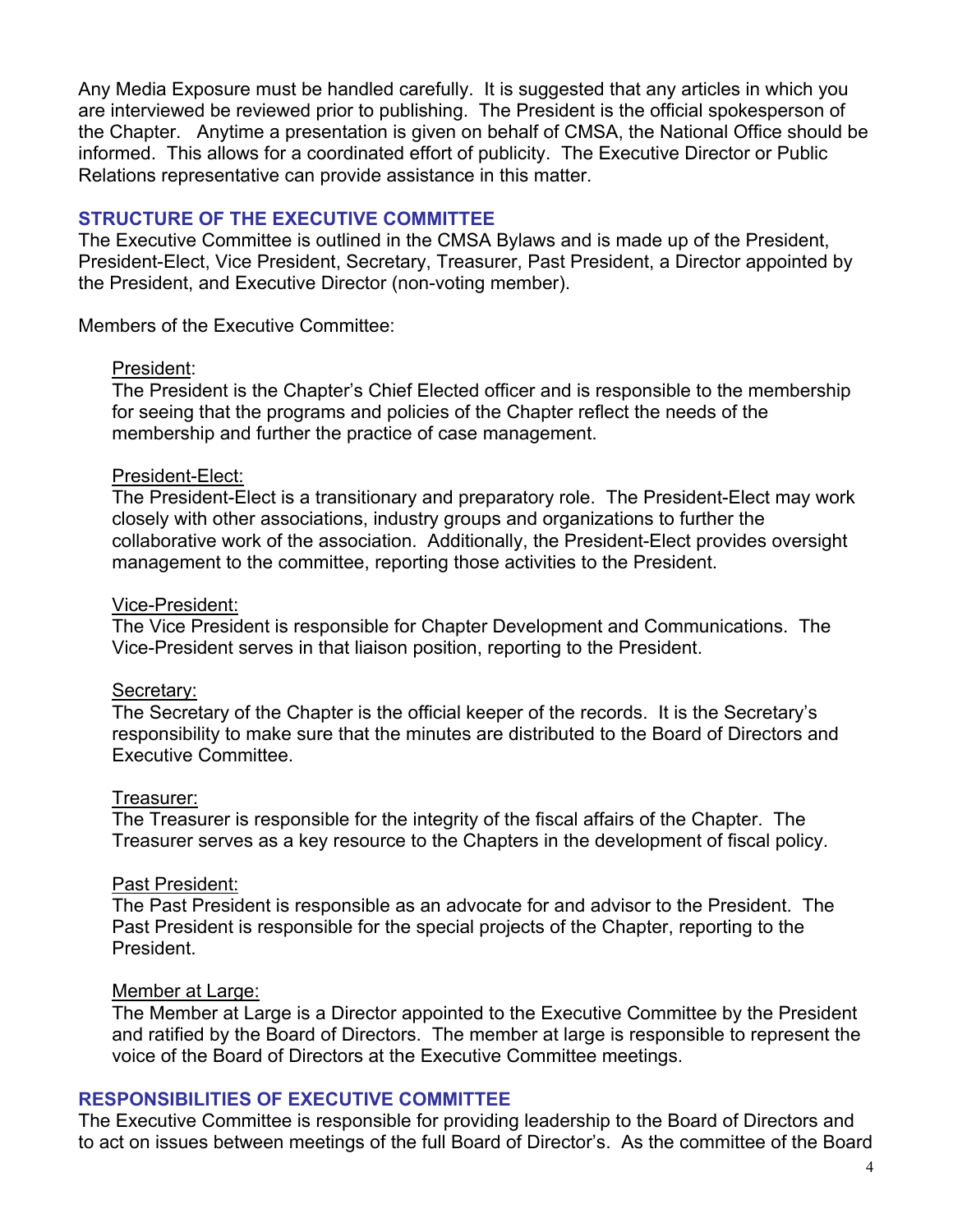Any Media Exposure must be handled carefully. It is suggested that any articles in which you are interviewed be reviewed prior to publishing. The President is the official spokesperson of the Chapter. Anytime a presentation is given on behalf of CMSA, the National Office should be informed. This allows for a coordinated effort of publicity. The Executive Director or Public Relations representative can provide assistance in this matter.

## STRUCTURE OF THE EXECUTIVE COMMITTEE

The Executive Committee is outlined in the CMSA Bylaws and is made up of the President, President-Elect, Vice President, Secretary, Treasurer, Past President, a Director appointed by the President, and Executive Director (non-voting member).

Members of the Executive Committee:

<u>President</u>:
The President is the Chapter's Chief Elected officer and is responsible to the membership for seeing that the programs and policies of the Chapter reflect the needs of the membership and further the practice of case management.

<u>President-Elect:</u>
The President-Elect is a transitionary and preparatory role. The President-Elect may work closely with other associations, industry groups and organizations to further the collaborative work of the association. Additionally, the President-Elect provides oversight management to the committee, reporting those activities to the President.

<u>Vice-President:</u>
The Vice President is responsible for Chapter Development and Communications. The Vice-President serves in that liaison position, reporting to the President.

<u>Secretary:</u>
The Secretary of the Chapter is the official keeper of the records. It is the Secretary's responsibility to make sure that the minutes are distributed to the Board of Directors and Executive Committee.

<u>Treasurer:</u>
The Treasurer is responsible for the integrity of the fiscal affairs of the Chapter. The Treasurer serves as a key resource to the Chapters in the development of fiscal policy.

<u>Past President:</u>
The Past President is responsible as an advocate for and advisor to the President. The Past President is responsible for the special projects of the Chapter, reporting to the President.

<u>Member at Large:</u>
The Member at Large is a Director appointed to the Executive Committee by the President and ratified by the Board of Directors. The member at large is responsible to represent the voice of the Board of Directors at the Executive Committee meetings.

## RESPONSIBILITIES OF EXECUTIVE COMMITTEE

The Executive Committee is responsible for providing leadership to the Board of Directors and to act on issues between meetings of the full Board of Director's. As the committee of the Board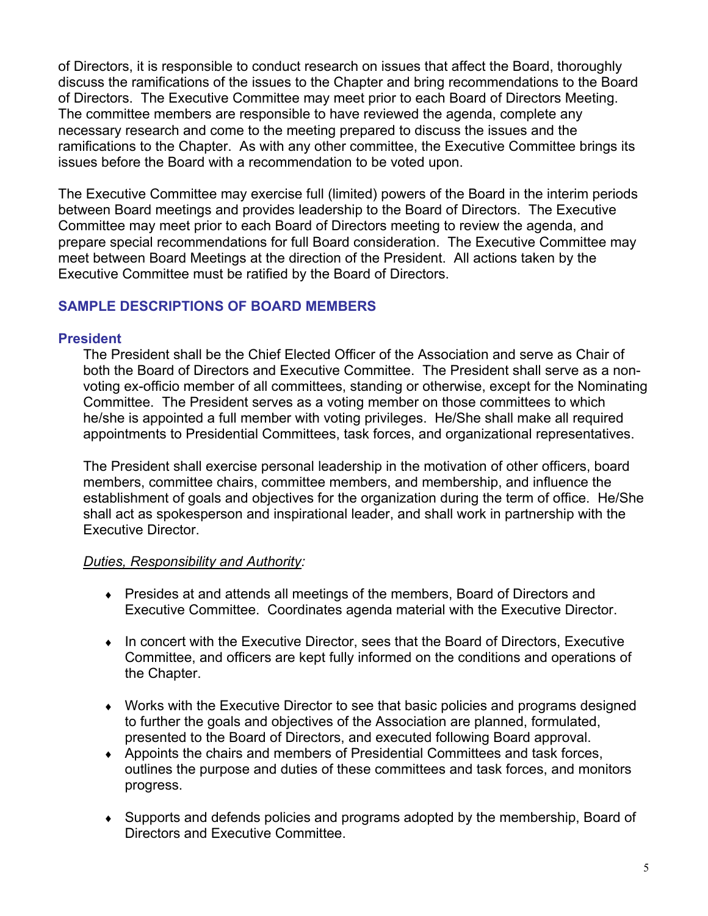of Directors, it is responsible to conduct research on issues that affect the Board, thoroughly discuss the ramifications of the issues to the Chapter and bring recommendations to the Board of Directors. The Executive Committee may meet prior to each Board of Directors Meeting. The committee members are responsible to have reviewed the agenda, complete any necessary research and come to the meeting prepared to discuss the issues and the ramifications to the Chapter. As with any other committee, the Executive Committee brings its issues before the Board with a recommendation to be voted upon.

The Executive Committee may exercise full (limited) powers of the Board in the interim periods between Board meetings and provides leadership to the Board of Directors. The Executive Committee may meet prior to each Board of Directors meeting to review the agenda, and prepare special recommendations for full Board consideration. The Executive Committee may meet between Board Meetings at the direction of the President. All actions taken by the Executive Committee must be ratified by the Board of Directors.

## SAMPLE DESCRIPTIONS OF BOARD MEMBERS

### President

The President shall be the Chief Elected Officer of the Association and serve as Chair of both the Board of Directors and Executive Committee. The President shall serve as a non-voting ex-officio member of all committees, standing or otherwise, except for the Nominating Committee. The President serves as a voting member on those committees to which he/she is appointed a full member with voting privileges. He/She shall make all required appointments to Presidential Committees, task forces, and organizational representatives.

The President shall exercise personal leadership in the motivation of other officers, board members, committee chairs, committee members, and membership, and influence the establishment of goals and objectives for the organization during the term of office. He/She shall act as spokesperson and inspirational leader, and shall work in partnership with the Executive Director.

*Duties, Responsibility and Authority:*

- Presides at and attends all meetings of the members, Board of Directors and Executive Committee. Coordinates agenda material with the Executive Director.
- In concert with the Executive Director, sees that the Board of Directors, Executive Committee, and officers are kept fully informed on the conditions and operations of the Chapter.
- Works with the Executive Director to see that basic policies and programs designed to further the goals and objectives of the Association are planned, formulated, presented to the Board of Directors, and executed following Board approval.
- Appoints the chairs and members of Presidential Committees and task forces, outlines the purpose and duties of these committees and task forces, and monitors progress.
- Supports and defends policies and programs adopted by the membership, Board of Directors and Executive Committee.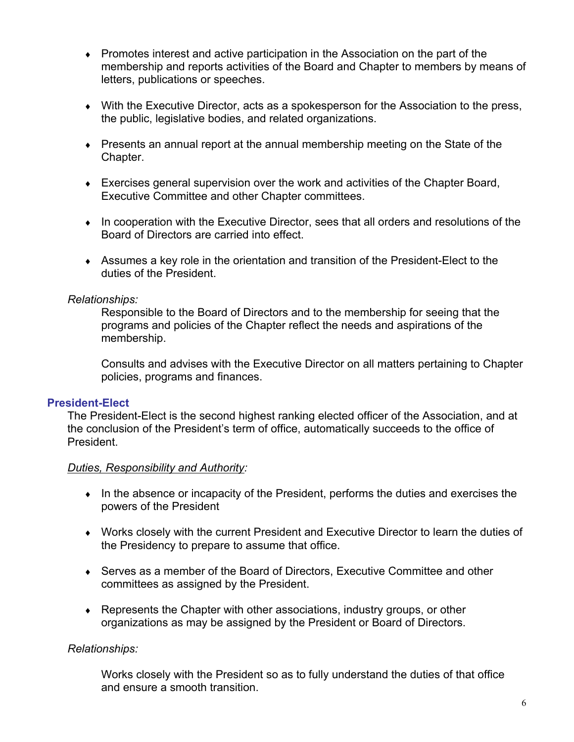- Promotes interest and active participation in the Association on the part of the membership and reports activities of the Board and Chapter to members by means of letters, publications or speeches.
- With the Executive Director, acts as a spokesperson for the Association to the press, the public, legislative bodies, and related organizations.
- Presents an annual report at the annual membership meeting on the State of the Chapter.
- Exercises general supervision over the work and activities of the Chapter Board, Executive Committee and other Chapter committees.
- In cooperation with the Executive Director, sees that all orders and resolutions of the Board of Directors are carried into effect.
- Assumes a key role in the orientation and transition of the President-Elect to the duties of the President.

*Relationships:*

Responsible to the Board of Directors and to the membership for seeing that the programs and policies of the Chapter reflect the needs and aspirations of the membership.

Consults and advises with the Executive Director on all matters pertaining to Chapter policies, programs and finances.

### President-Elect

The President-Elect is the second highest ranking elected officer of the Association, and at the conclusion of the President's term of office, automatically succeeds to the office of President.

*Duties, Responsibility and Authority:*

- In the absence or incapacity of the President, performs the duties and exercises the powers of the President
- Works closely with the current President and Executive Director to learn the duties of the Presidency to prepare to assume that office.
- Serves as a member of the Board of Directors, Executive Committee and other committees as assigned by the President.
- Represents the Chapter with other associations, industry groups, or other organizations as may be assigned by the President or Board of Directors.

*Relationships:*

Works closely with the President so as to fully understand the duties of that office and ensure a smooth transition.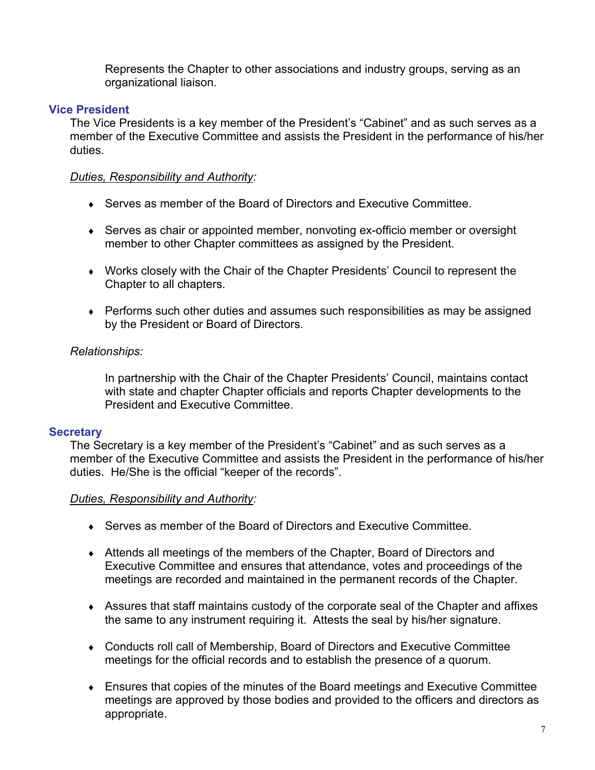Represents the Chapter to other associations and industry groups, serving as an organizational liaison.

## Vice President

The Vice Presidents is a key member of the President's "Cabinet" and as such serves as a member of the Executive Committee and assists the President in the performance of his/her duties.

*Duties, Responsibility and Authority:*

- Serves as member of the Board of Directors and Executive Committee.
- Serves as chair or appointed member, nonvoting ex-officio member or oversight member to other Chapter committees as assigned by the President.
- Works closely with the Chair of the Chapter Presidents' Council to represent the Chapter to all chapters.
- Performs such other duties and assumes such responsibilities as may be assigned by the President or Board of Directors.

*Relationships:*

In partnership with the Chair of the Chapter Presidents' Council, maintains contact with state and chapter Chapter officials and reports Chapter developments to the President and Executive Committee.

## Secretary

The Secretary is a key member of the President's "Cabinet" and as such serves as a member of the Executive Committee and assists the President in the performance of his/her duties. He/She is the official "keeper of the records".

*Duties, Responsibility and Authority:*

- Serves as member of the Board of Directors and Executive Committee.
- Attends all meetings of the members of the Chapter, Board of Directors and Executive Committee and ensures that attendance, votes and proceedings of the meetings are recorded and maintained in the permanent records of the Chapter.
- Assures that staff maintains custody of the corporate seal of the Chapter and affixes the same to any instrument requiring it. Attests the seal by his/her signature.
- Conducts roll call of Membership, Board of Directors and Executive Committee meetings for the official records and to establish the presence of a quorum.
- Ensures that copies of the minutes of the Board meetings and Executive Committee meetings are approved by those bodies and provided to the officers and directors as appropriate.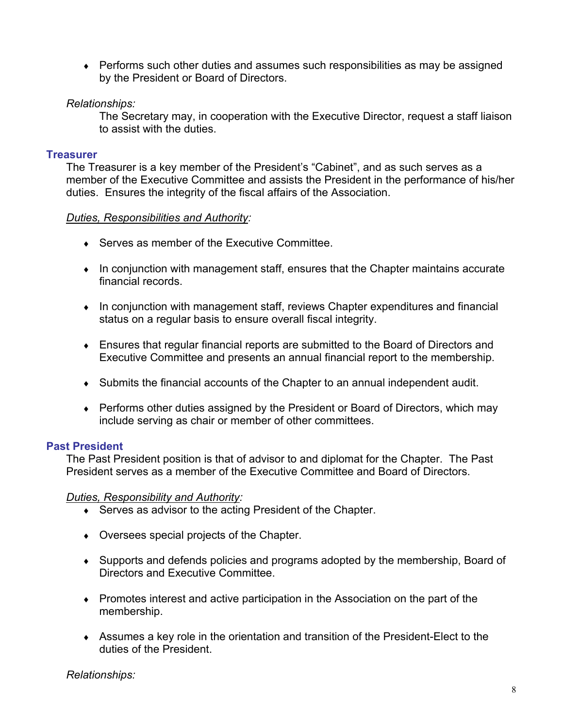- Performs such other duties and assumes such responsibilities as may be assigned by the President or Board of Directors.

*Relationships:*

The Secretary may, in cooperation with the Executive Director, request a staff liaison to assist with the duties.

### Treasurer

The Treasurer is a key member of the President's "Cabinet", and as such serves as a member of the Executive Committee and assists the President in the performance of his/her duties. Ensures the integrity of the fiscal affairs of the Association.

*Duties, Responsibilities and Authority:*

- Serves as member of the Executive Committee.
- In conjunction with management staff, ensures that the Chapter maintains accurate financial records.
- In conjunction with management staff, reviews Chapter expenditures and financial status on a regular basis to ensure overall fiscal integrity.
- Ensures that regular financial reports are submitted to the Board of Directors and Executive Committee and presents an annual financial report to the membership.
- Submits the financial accounts of the Chapter to an annual independent audit.
- Performs other duties assigned by the President or Board of Directors, which may include serving as chair or member of other committees.

### Past President

The Past President position is that of advisor to and diplomat for the Chapter. The Past President serves as a member of the Executive Committee and Board of Directors.

*Duties, Responsibility and Authority:*

- Serves as advisor to the acting President of the Chapter.
- Oversees special projects of the Chapter.
- Supports and defends policies and programs adopted by the membership, Board of Directors and Executive Committee.
- Promotes interest and active participation in the Association on the part of the membership.
- Assumes a key role in the orientation and transition of the President-Elect to the duties of the President.

*Relationships:*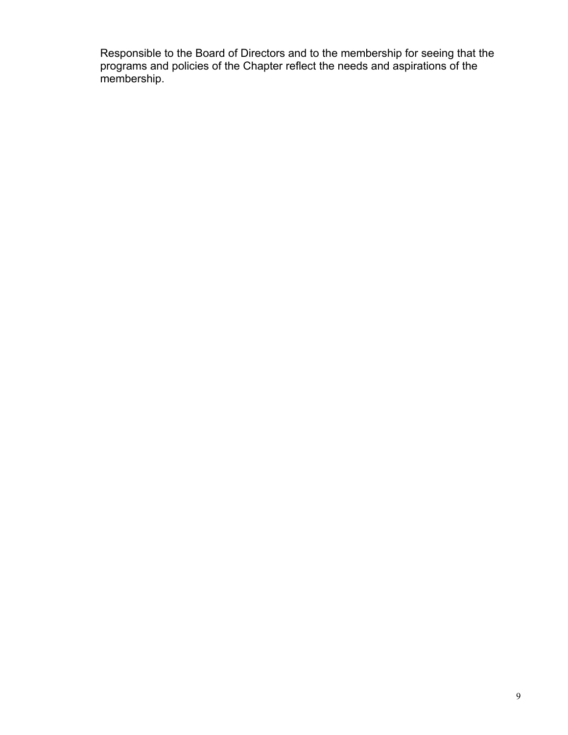Responsible to the Board of Directors and to the membership for seeing that the programs and policies of the Chapter reflect the needs and aspirations of the membership.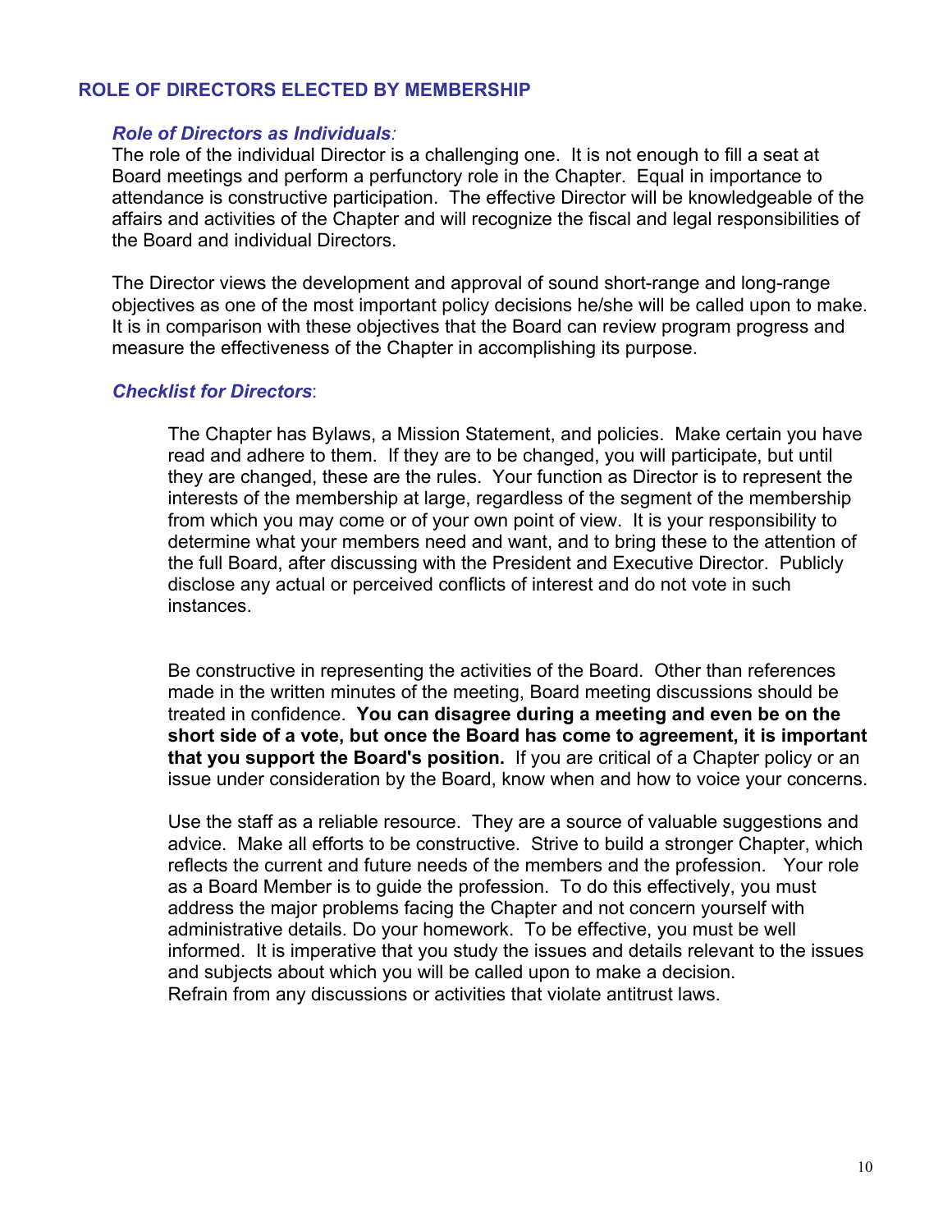## ROLE OF DIRECTORS ELECTED BY MEMBERSHIP

### *Role of Directors as Individuals*:

The role of the individual Director is a challenging one. It is not enough to fill a seat at Board meetings and perform a perfunctory role in the Chapter. Equal in importance to attendance is constructive participation. The effective Director will be knowledgeable of the affairs and activities of the Chapter and will recognize the fiscal and legal responsibilities of the Board and individual Directors.

The Director views the development and approval of sound short-range and long-range objectives as one of the most important policy decisions he/she will be called upon to make. It is in comparison with these objectives that the Board can review program progress and measure the effectiveness of the Chapter in accomplishing its purpose.

### *Checklist for Directors*:

The Chapter has Bylaws, a Mission Statement, and policies. Make certain you have read and adhere to them. If they are to be changed, you will participate, but until they are changed, these are the rules. Your function as Director is to represent the interests of the membership at large, regardless of the segment of the membership from which you may come or of your own point of view. It is your responsibility to determine what your members need and want, and to bring these to the attention of the full Board, after discussing with the President and Executive Director. Publicly disclose any actual or perceived conflicts of interest and do not vote in such instances.

Be constructive in representing the activities of the Board. Other than references made in the written minutes of the meeting, Board meeting discussions should be treated in confidence. **You can disagree during a meeting and even be on the short side of a vote, but once the Board has come to agreement, it is important that you support the Board's position.** If you are critical of a Chapter policy or an issue under consideration by the Board, know when and how to voice your concerns.

Use the staff as a reliable resource. They are a source of valuable suggestions and advice. Make all efforts to be constructive. Strive to build a stronger Chapter, which reflects the current and future needs of the members and the profession. Your role as a Board Member is to guide the profession. To do this effectively, you must address the major problems facing the Chapter and not concern yourself with administrative details. Do your homework. To be effective, you must be well informed. It is imperative that you study the issues and details relevant to the issues and subjects about which you will be called upon to make a decision.
Refrain from any discussions or activities that violate antitrust laws.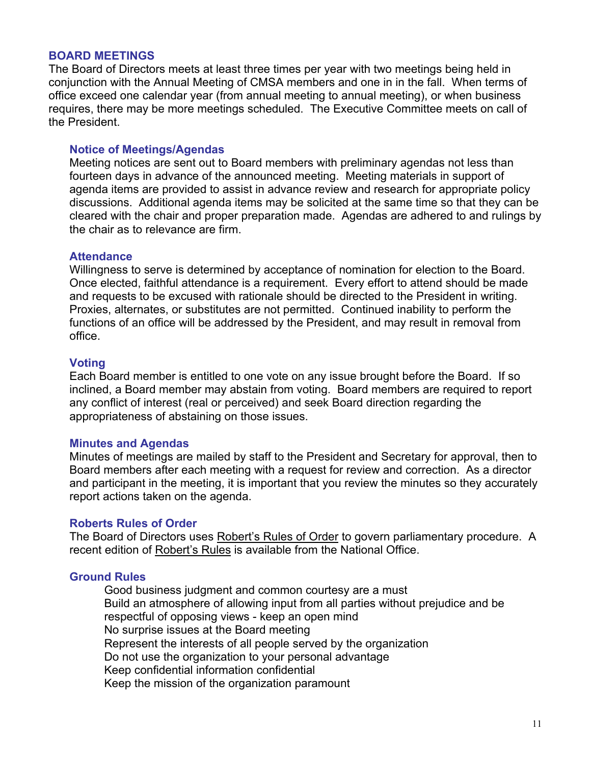## BOARD MEETINGS

The Board of Directors meets at least three times per year with two meetings being held in conjunction with the Annual Meeting of CMSA members and one in in the fall. When terms of office exceed one calendar year (from annual meeting to annual meeting), or when business requires, there may be more meetings scheduled. The Executive Committee meets on call of the President.

### Notice of Meetings/Agendas

Meeting notices are sent out to Board members with preliminary agendas not less than fourteen days in advance of the announced meeting. Meeting materials in support of agenda items are provided to assist in advance review and research for appropriate policy discussions. Additional agenda items may be solicited at the same time so that they can be cleared with the chair and proper preparation made. Agendas are adhered to and rulings by the chair as to relevance are firm.

### Attendance

Willingness to serve is determined by acceptance of nomination for election to the Board. Once elected, faithful attendance is a requirement. Every effort to attend should be made and requests to be excused with rationale should be directed to the President in writing. Proxies, alternates, or substitutes are not permitted. Continued inability to perform the functions of an office will be addressed by the President, and may result in removal from office.

### Voting

Each Board member is entitled to one vote on any issue brought before the Board. If so inclined, a Board member may abstain from voting. Board members are required to report any conflict of interest (real or perceived) and seek Board direction regarding the appropriateness of abstaining on those issues.

### Minutes and Agendas

Minutes of meetings are mailed by staff to the President and Secretary for approval, then to Board members after each meeting with a request for review and correction. As a director and participant in the meeting, it is important that you review the minutes so they accurately report actions taken on the agenda.

### Roberts Rules of Order

The Board of Directors uses Robert's Rules of Order to govern parliamentary procedure. A recent edition of Robert's Rules is available from the National Office.

### Ground Rules

Good business judgment and common courtesy are a must
Build an atmosphere of allowing input from all parties without prejudice and be respectful of opposing views - keep an open mind
No surprise issues at the Board meeting
Represent the interests of all people served by the organization
Do not use the organization to your personal advantage
Keep confidential information confidential
Keep the mission of the organization paramount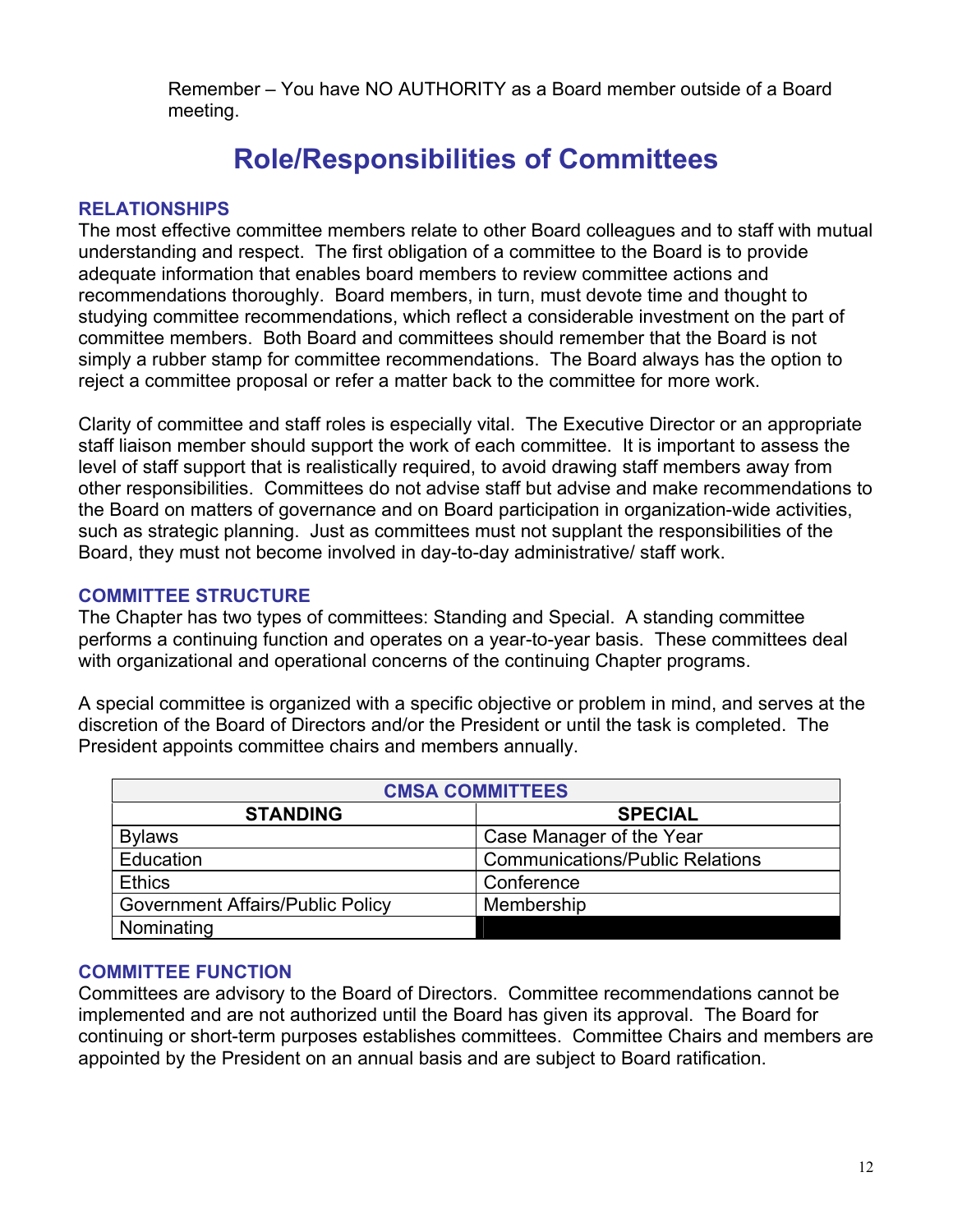Remember – You have NO AUTHORITY as a Board member outside of a Board meeting.

# Role/Responsibilities of Committees

### RELATIONSHIPS

The most effective committee members relate to other Board colleagues and to staff with mutual understanding and respect. The first obligation of a committee to the Board is to provide adequate information that enables board members to review committee actions and recommendations thoroughly. Board members, in turn, must devote time and thought to studying committee recommendations, which reflect a considerable investment on the part of committee members. Both Board and committees should remember that the Board is not simply a rubber stamp for committee recommendations. The Board always has the option to reject a committee proposal or refer a matter back to the committee for more work.

Clarity of committee and staff roles is especially vital. The Executive Director or an appropriate staff liaison member should support the work of each committee. It is important to assess the level of staff support that is realistically required, to avoid drawing staff members away from other responsibilities. Committees do not advise staff but advise and make recommendations to the Board on matters of governance and on Board participation in organization-wide activities, such as strategic planning. Just as committees must not supplant the responsibilities of the Board, they must not become involved in day-to-day administrative/ staff work.

### COMMITTEE STRUCTURE

The Chapter has two types of committees: Standing and Special. A standing committee performs a continuing function and operates on a year-to-year basis. These committees deal with organizational and operational concerns of the continuing Chapter programs.

A special committee is organized with a specific objective or problem in mind, and serves at the discretion of the Board of Directors and/or the President or until the task is completed. The President appoints committee chairs and members annually.

| CMSA COMMITTEES | |
|---|---|
| **STANDING** | **SPECIAL** |
| Bylaws | Case Manager of the Year |
| Education | Communications/Public Relations |
| Ethics | Conference |
| Government Affairs/Public Policy | Membership |
| Nominating | |

### COMMITTEE FUNCTION

Committees are advisory to the Board of Directors. Committee recommendations cannot be implemented and are not authorized until the Board has given its approval. The Board for continuing or short-term purposes establishes committees. Committee Chairs and members are appointed by the President on an annual basis and are subject to Board ratification.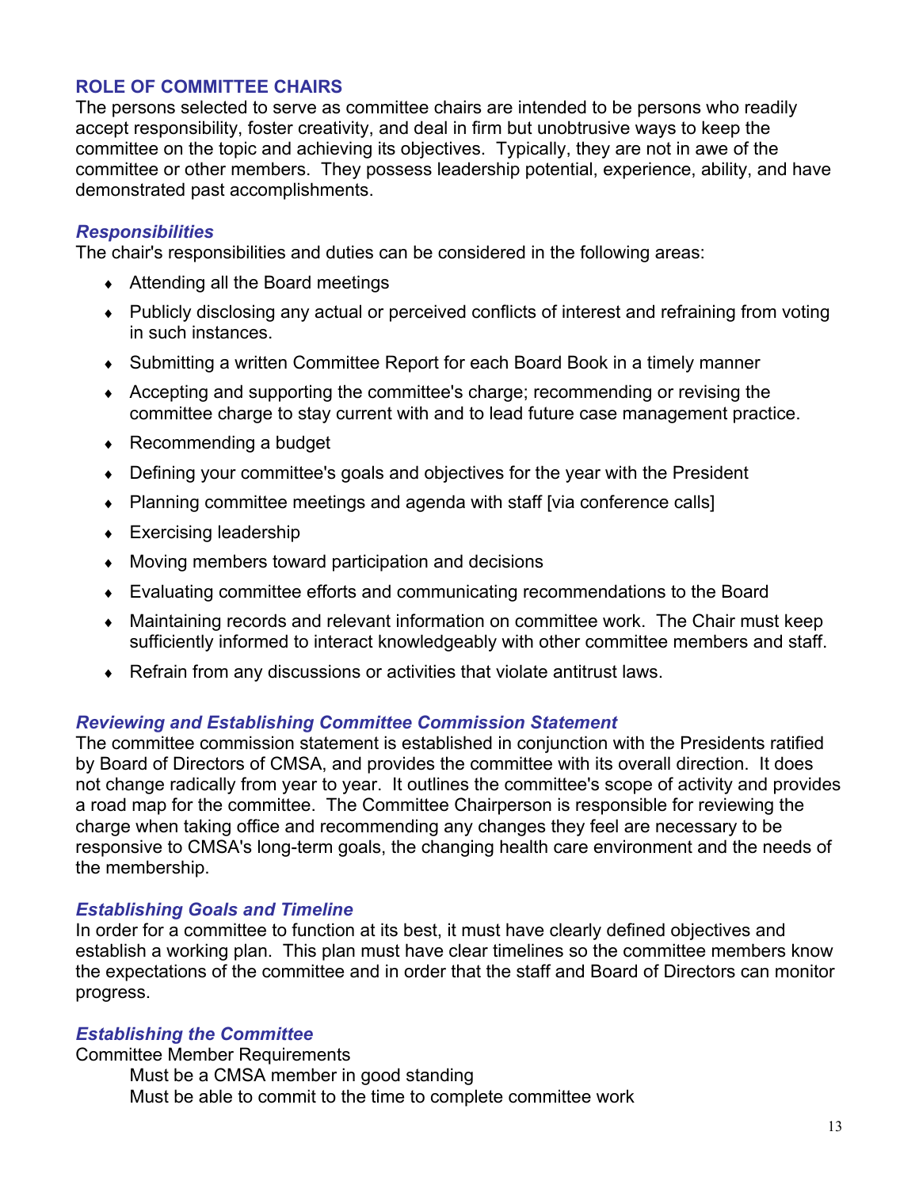## ROLE OF COMMITTEE CHAIRS

The persons selected to serve as committee chairs are intended to be persons who readily accept responsibility, foster creativity, and deal in firm but unobtrusive ways to keep the committee on the topic and achieving its objectives. Typically, they are not in awe of the committee or other members. They possess leadership potential, experience, ability, and have demonstrated past accomplishments.

### *Responsibilities*

The chair's responsibilities and duties can be considered in the following areas:

- Attending all the Board meetings
- Publicly disclosing any actual or perceived conflicts of interest and refraining from voting in such instances.
- Submitting a written Committee Report for each Board Book in a timely manner
- Accepting and supporting the committee's charge; recommending or revising the committee charge to stay current with and to lead future case management practice.
- Recommending a budget
- Defining your committee's goals and objectives for the year with the President
- Planning committee meetings and agenda with staff [via conference calls]
- Exercising leadership
- Moving members toward participation and decisions
- Evaluating committee efforts and communicating recommendations to the Board
- Maintaining records and relevant information on committee work. The Chair must keep sufficiently informed to interact knowledgeably with other committee members and staff.
- Refrain from any discussions or activities that violate antitrust laws.

### *Reviewing and Establishing Committee Commission Statement*

The committee commission statement is established in conjunction with the Presidents ratified by Board of Directors of CMSA, and provides the committee with its overall direction. It does not change radically from year to year. It outlines the committee's scope of activity and provides a road map for the committee. The Committee Chairperson is responsible for reviewing the charge when taking office and recommending any changes they feel are necessary to be responsive to CMSA's long-term goals, the changing health care environment and the needs of the membership.

### *Establishing Goals and Timeline*

In order for a committee to function at its best, it must have clearly defined objectives and establish a working plan. This plan must have clear timelines so the committee members know the expectations of the committee and in order that the staff and Board of Directors can monitor progress.

### *Establishing the Committee*

Committee Member Requirements

Must be a CMSA member in good standing
Must be able to commit to the time to complete committee work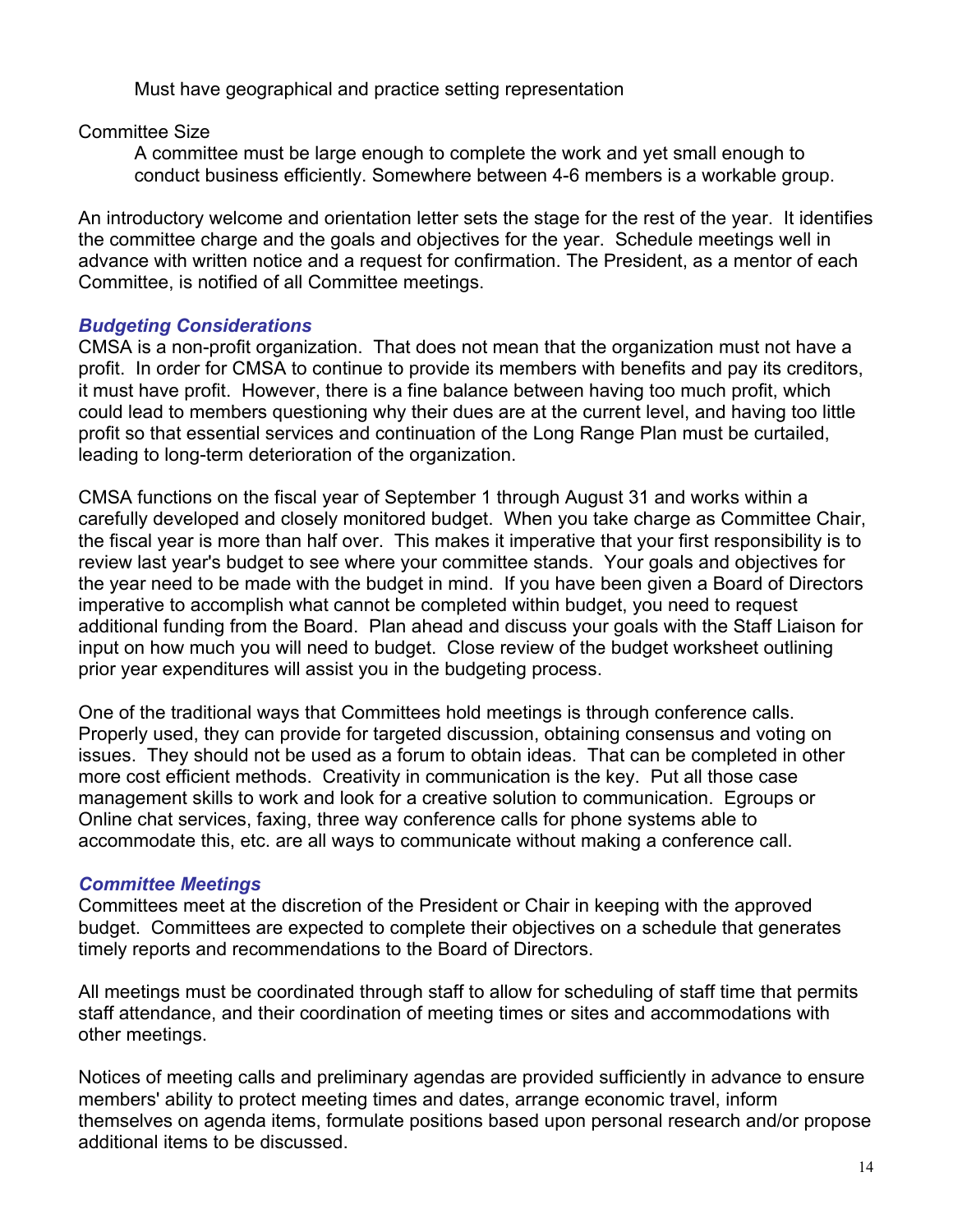Must have geographical and practice setting representation

Committee Size

A committee must be large enough to complete the work and yet small enough to conduct business efficiently. Somewhere between 4-6 members is a workable group.

An introductory welcome and orientation letter sets the stage for the rest of the year. It identifies the committee charge and the goals and objectives for the year. Schedule meetings well in advance with written notice and a request for confirmation. The President, as a mentor of each Committee, is notified of all Committee meetings.

### *Budgeting Considerations*

CMSA is a non-profit organization. That does not mean that the organization must not have a profit. In order for CMSA to continue to provide its members with benefits and pay its creditors, it must have profit. However, there is a fine balance between having too much profit, which could lead to members questioning why their dues are at the current level, and having too little profit so that essential services and continuation of the Long Range Plan must be curtailed, leading to long-term deterioration of the organization.

CMSA functions on the fiscal year of September 1 through August 31 and works within a carefully developed and closely monitored budget. When you take charge as Committee Chair, the fiscal year is more than half over. This makes it imperative that your first responsibility is to review last year's budget to see where your committee stands. Your goals and objectives for the year need to be made with the budget in mind. If you have been given a Board of Directors imperative to accomplish what cannot be completed within budget, you need to request additional funding from the Board. Plan ahead and discuss your goals with the Staff Liaison for input on how much you will need to budget. Close review of the budget worksheet outlining prior year expenditures will assist you in the budgeting process.

One of the traditional ways that Committees hold meetings is through conference calls. Properly used, they can provide for targeted discussion, obtaining consensus and voting on issues. They should not be used as a forum to obtain ideas. That can be completed in other more cost efficient methods. Creativity in communication is the key. Put all those case management skills to work and look for a creative solution to communication. Egroups or Online chat services, faxing, three way conference calls for phone systems able to accommodate this, etc. are all ways to communicate without making a conference call.

### *Committee Meetings*

Committees meet at the discretion of the President or Chair in keeping with the approved budget. Committees are expected to complete their objectives on a schedule that generates timely reports and recommendations to the Board of Directors.

All meetings must be coordinated through staff to allow for scheduling of staff time that permits staff attendance, and their coordination of meeting times or sites and accommodations with other meetings.

Notices of meeting calls and preliminary agendas are provided sufficiently in advance to ensure members' ability to protect meeting times and dates, arrange economic travel, inform themselves on agenda items, formulate positions based upon personal research and/or propose additional items to be discussed.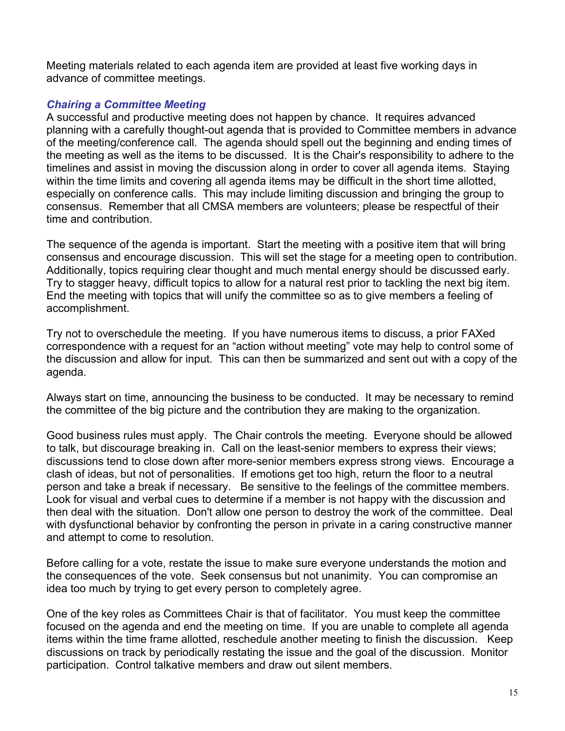Meeting materials related to each agenda item are provided at least five working days in advance of committee meetings.

### *Chairing a Committee Meeting*

A successful and productive meeting does not happen by chance. It requires advanced planning with a carefully thought-out agenda that is provided to Committee members in advance of the meeting/conference call. The agenda should spell out the beginning and ending times of the meeting as well as the items to be discussed. It is the Chair's responsibility to adhere to the timelines and assist in moving the discussion along in order to cover all agenda items. Staying within the time limits and covering all agenda items may be difficult in the short time allotted, especially on conference calls. This may include limiting discussion and bringing the group to consensus. Remember that all CMSA members are volunteers; please be respectful of their time and contribution.

The sequence of the agenda is important. Start the meeting with a positive item that will bring consensus and encourage discussion. This will set the stage for a meeting open to contribution. Additionally, topics requiring clear thought and much mental energy should be discussed early. Try to stagger heavy, difficult topics to allow for a natural rest prior to tackling the next big item. End the meeting with topics that will unify the committee so as to give members a feeling of accomplishment.

Try not to overschedule the meeting. If you have numerous items to discuss, a prior FAXed correspondence with a request for an "action without meeting" vote may help to control some of the discussion and allow for input. This can then be summarized and sent out with a copy of the agenda.

Always start on time, announcing the business to be conducted. It may be necessary to remind the committee of the big picture and the contribution they are making to the organization.

Good business rules must apply. The Chair controls the meeting. Everyone should be allowed to talk, but discourage breaking in. Call on the least-senior members to express their views; discussions tend to close down after more-senior members express strong views. Encourage a clash of ideas, but not of personalities. If emotions get too high, return the floor to a neutral person and take a break if necessary. Be sensitive to the feelings of the committee members. Look for visual and verbal cues to determine if a member is not happy with the discussion and then deal with the situation. Don't allow one person to destroy the work of the committee. Deal with dysfunctional behavior by confronting the person in private in a caring constructive manner and attempt to come to resolution.

Before calling for a vote, restate the issue to make sure everyone understands the motion and the consequences of the vote. Seek consensus but not unanimity. You can compromise an idea too much by trying to get every person to completely agree.

One of the key roles as Committees Chair is that of facilitator. You must keep the committee focused on the agenda and end the meeting on time. If you are unable to complete all agenda items within the time frame allotted, reschedule another meeting to finish the discussion. Keep discussions on track by periodically restating the issue and the goal of the discussion. Monitor participation. Control talkative members and draw out silent members.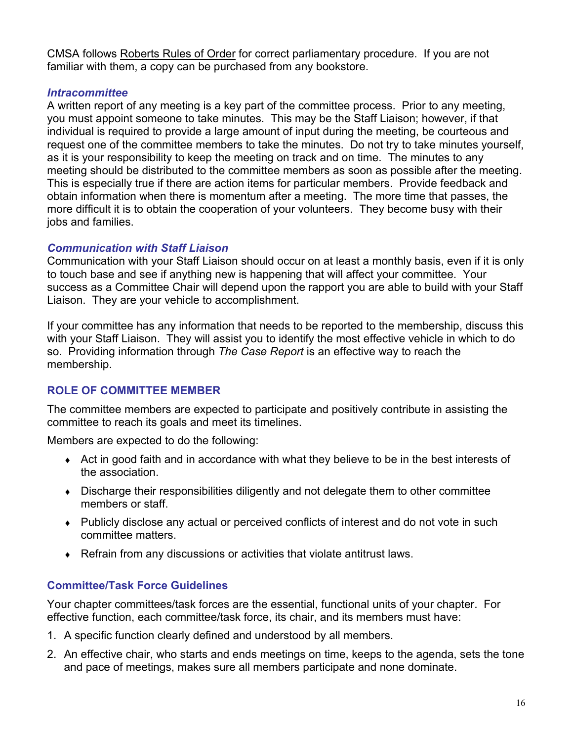CMSA follows Roberts Rules of Order for correct parliamentary procedure. If you are not familiar with them, a copy can be purchased from any bookstore.

### *Intracommittee*

A written report of any meeting is a key part of the committee process. Prior to any meeting, you must appoint someone to take minutes. This may be the Staff Liaison; however, if that individual is required to provide a large amount of input during the meeting, be courteous and request one of the committee members to take the minutes. Do not try to take minutes yourself, as it is your responsibility to keep the meeting on track and on time. The minutes to any meeting should be distributed to the committee members as soon as possible after the meeting. This is especially true if there are action items for particular members. Provide feedback and obtain information when there is momentum after a meeting. The more time that passes, the more difficult it is to obtain the cooperation of your volunteers. They become busy with their jobs and families.

### *Communication with Staff Liaison*

Communication with your Staff Liaison should occur on at least a monthly basis, even if it is only to touch base and see if anything new is happening that will affect your committee. Your success as a Committee Chair will depend upon the rapport you are able to build with your Staff Liaison. They are your vehicle to accomplishment.

If your committee has any information that needs to be reported to the membership, discuss this with your Staff Liaison. They will assist you to identify the most effective vehicle in which to do so. Providing information through *The Case Report* is an effective way to reach the membership.

## ROLE OF COMMITTEE MEMBER

The committee members are expected to participate and positively contribute in assisting the committee to reach its goals and meet its timelines.

Members are expected to do the following:

- Act in good faith and in accordance with what they believe to be in the best interests of the association.
- Discharge their responsibilities diligently and not delegate them to other committee members or staff.
- Publicly disclose any actual or perceived conflicts of interest and do not vote in such committee matters.
- Refrain from any discussions or activities that violate antitrust laws.

### Committee/Task Force Guidelines

Your chapter committees/task forces are the essential, functional units of your chapter. For effective function, each committee/task force, its chair, and its members must have:

1. A specific function clearly defined and understood by all members.
2. An effective chair, who starts and ends meetings on time, keeps to the agenda, sets the tone and pace of meetings, makes sure all members participate and none dominate.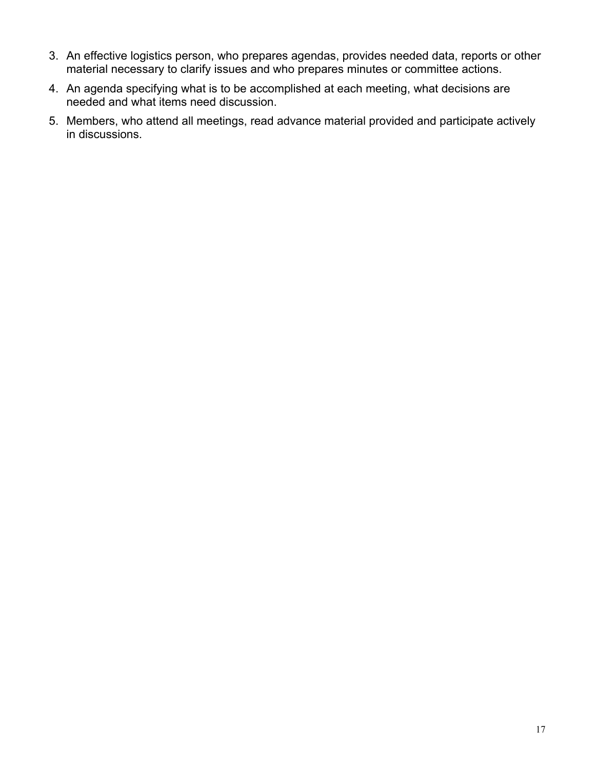3. An effective logistics person, who prepares agendas, provides needed data, reports or other material necessary to clarify issues and who prepares minutes or committee actions.
4. An agenda specifying what is to be accomplished at each meeting, what decisions are needed and what items need discussion.
5. Members, who attend all meetings, read advance material provided and participate actively in discussions.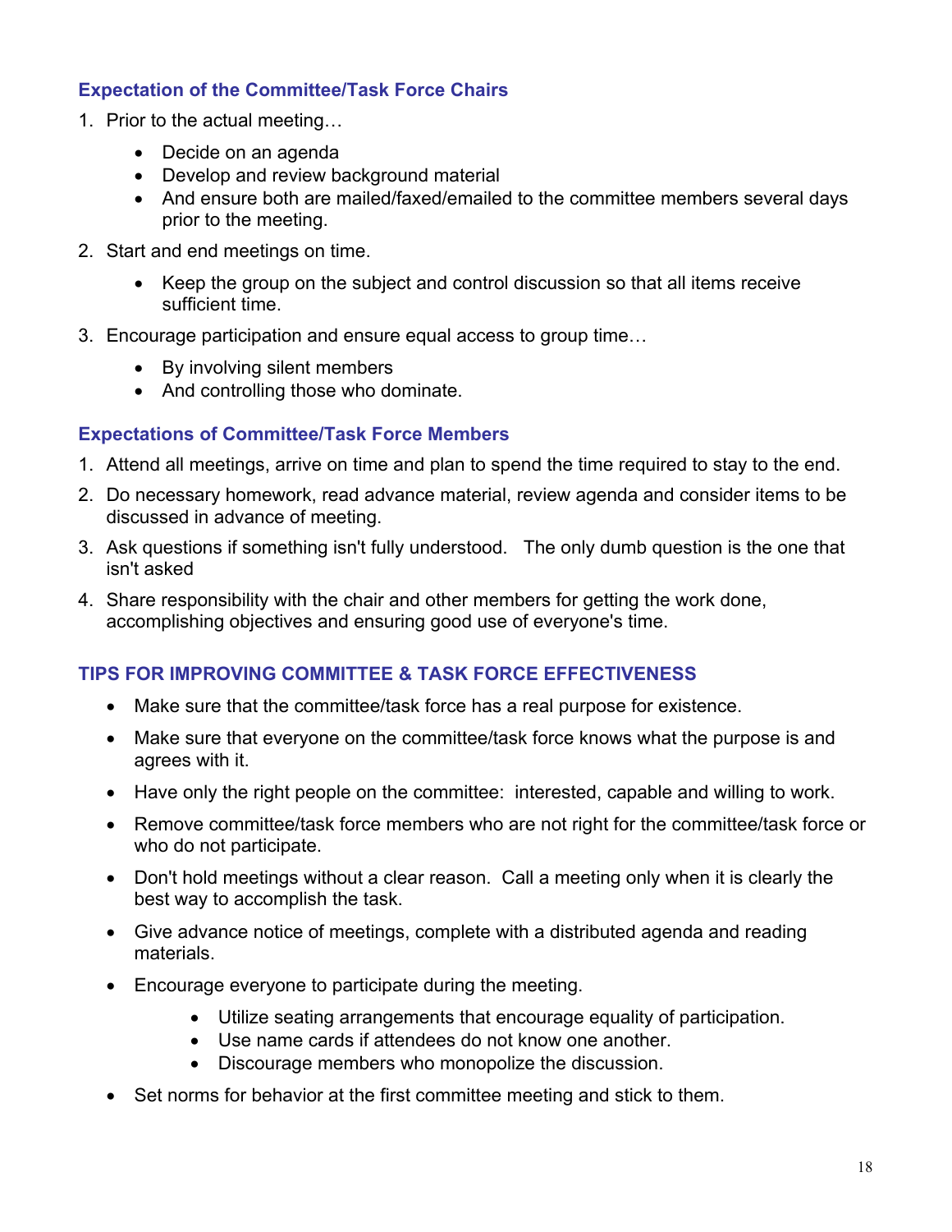### Expectation of the Committee/Task Force Chairs

1. Prior to the actual meeting…
   - Decide on an agenda
   - Develop and review background material
   - And ensure both are mailed/faxed/emailed to the committee members several days prior to the meeting.
2. Start and end meetings on time.
   - Keep the group on the subject and control discussion so that all items receive sufficient time.
3. Encourage participation and ensure equal access to group time…
   - By involving silent members
   - And controlling those who dominate.

### Expectations of Committee/Task Force Members

1. Attend all meetings, arrive on time and plan to spend the time required to stay to the end.
2. Do necessary homework, read advance material, review agenda and consider items to be discussed in advance of meeting.
3. Ask questions if something isn't fully understood. The only dumb question is the one that isn't asked
4. Share responsibility with the chair and other members for getting the work done, accomplishing objectives and ensuring good use of everyone's time.

### TIPS FOR IMPROVING COMMITTEE & TASK FORCE EFFECTIVENESS

- Make sure that the committee/task force has a real purpose for existence.
- Make sure that everyone on the committee/task force knows what the purpose is and agrees with it.
- Have only the right people on the committee: interested, capable and willing to work.
- Remove committee/task force members who are not right for the committee/task force or who do not participate.
- Don't hold meetings without a clear reason. Call a meeting only when it is clearly the best way to accomplish the task.
- Give advance notice of meetings, complete with a distributed agenda and reading materials.
- Encourage everyone to participate during the meeting.
  - Utilize seating arrangements that encourage equality of participation.
  - Use name cards if attendees do not know one another.
  - Discourage members who monopolize the discussion.
- Set norms for behavior at the first committee meeting and stick to them.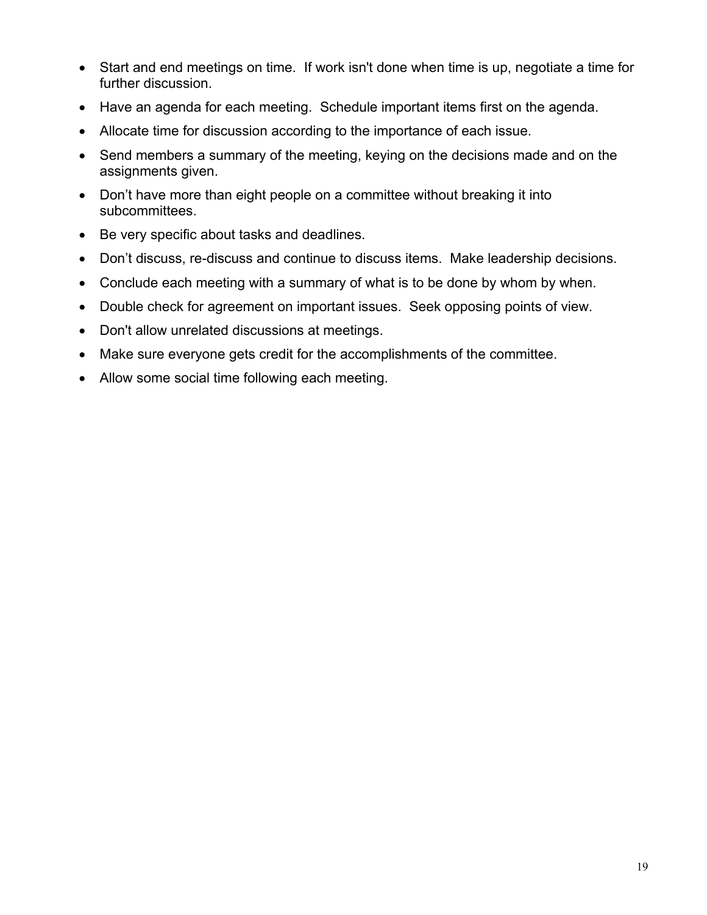- Start and end meetings on time. If work isn't done when time is up, negotiate a time for further discussion.
- Have an agenda for each meeting. Schedule important items first on the agenda.
- Allocate time for discussion according to the importance of each issue.
- Send members a summary of the meeting, keying on the decisions made and on the assignments given.
- Don't have more than eight people on a committee without breaking it into subcommittees.
- Be very specific about tasks and deadlines.
- Don't discuss, re-discuss and continue to discuss items. Make leadership decisions.
- Conclude each meeting with a summary of what is to be done by whom by when.
- Double check for agreement on important issues. Seek opposing points of view.
- Don't allow unrelated discussions at meetings.
- Make sure everyone gets credit for the accomplishments of the committee.
- Allow some social time following each meeting.